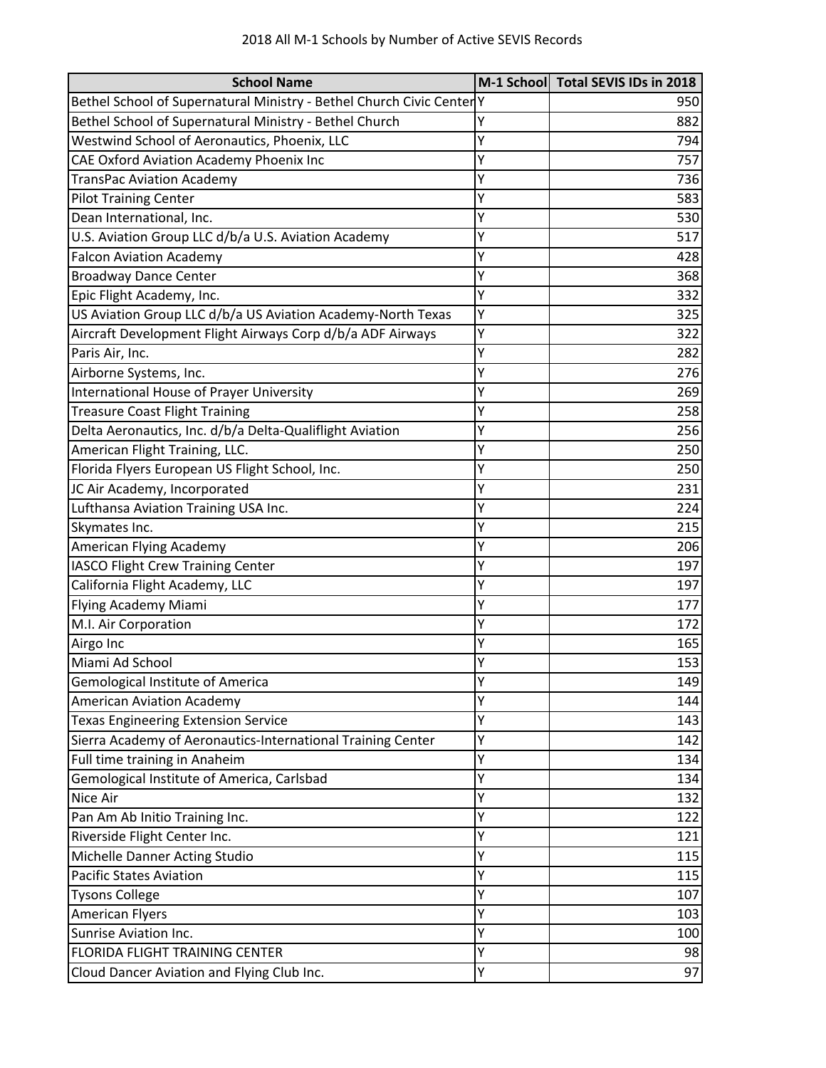# 2018 All M-1 Schools by Number of Active SEVIS Records

| School Name | M-1 School | Total SEVIS IDs in 2018 |
|---|---|---|
| Bethel School of Supernatural Ministry - Bethel Church Civic Center | Y | 950 |
| Bethel School of Supernatural Ministry - Bethel Church | Y | 882 |
| Westwind School of Aeronautics, Phoenix, LLC | Y | 794 |
| CAE Oxford Aviation Academy Phoenix Inc | Y | 757 |
| TransPac Aviation Academy | Y | 736 |
| Pilot Training Center | Y | 583 |
| Dean International, Inc. | Y | 530 |
| U.S. Aviation Group LLC d/b/a U.S. Aviation Academy | Y | 517 |
| Falcon Aviation Academy | Y | 428 |
| Broadway Dance Center | Y | 368 |
| Epic Flight Academy, Inc. | Y | 332 |
| US Aviation Group LLC d/b/a US Aviation Academy-North Texas | Y | 325 |
| Aircraft Development Flight Airways Corp d/b/a ADF Airways | Y | 322 |
| Paris Air, Inc. | Y | 282 |
| Airborne Systems, Inc. | Y | 276 |
| International House of Prayer University | Y | 269 |
| Treasure Coast Flight Training | Y | 258 |
| Delta Aeronautics, Inc. d/b/a Delta-Qualiflight Aviation | Y | 256 |
| American Flight Training, LLC. | Y | 250 |
| Florida Flyers European US Flight School, Inc. | Y | 250 |
| JC Air Academy, Incorporated | Y | 231 |
| Lufthansa Aviation Training USA Inc. | Y | 224 |
| Skymates Inc. | Y | 215 |
| American Flying Academy | Y | 206 |
| IASCO Flight Crew Training Center | Y | 197 |
| California Flight Academy, LLC | Y | 197 |
| Flying Academy Miami | Y | 177 |
| M.I. Air Corporation | Y | 172 |
| Airgo Inc | Y | 165 |
| Miami Ad School | Y | 153 |
| Gemological Institute of America | Y | 149 |
| American Aviation Academy | Y | 144 |
| Texas Engineering Extension Service | Y | 143 |
| Sierra Academy of Aeronautics-International Training Center | Y | 142 |
| Full time training in Anaheim | Y | 134 |
| Gemological Institute of America, Carlsbad | Y | 134 |
| Nice Air | Y | 132 |
| Pan Am Ab Initio Training Inc. | Y | 122 |
| Riverside Flight Center Inc. | Y | 121 |
| Michelle Danner Acting Studio | Y | 115 |
| Pacific States Aviation | Y | 115 |
| Tysons College | Y | 107 |
| American Flyers | Y | 103 |
| Sunrise Aviation Inc. | Y | 100 |
| FLORIDA FLIGHT TRAINING CENTER | Y | 98 |
| Cloud Dancer Aviation and Flying Club Inc. | Y | 97 |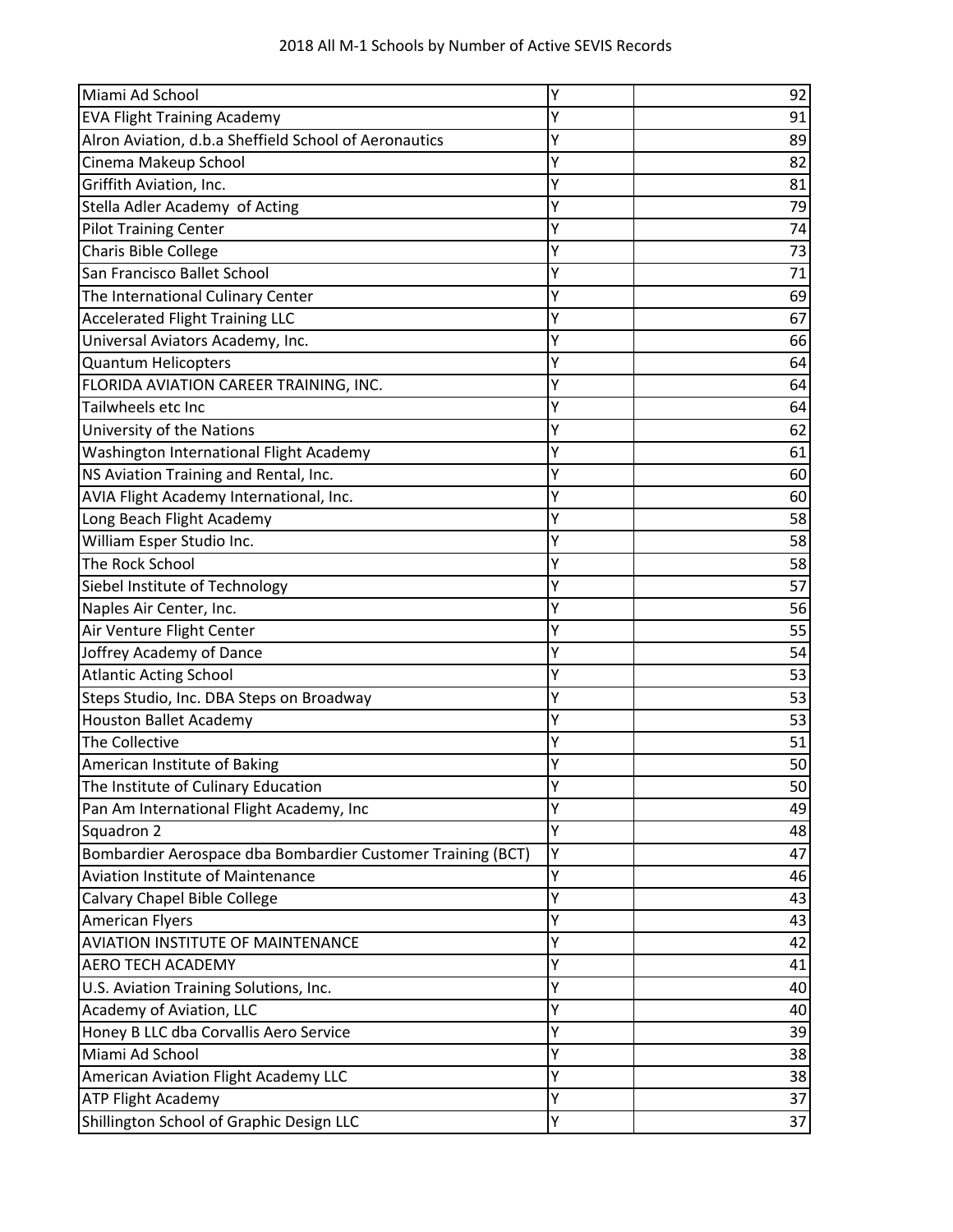| | | |
|---|---|---|
| Miami Ad School | Y | 92 |
| EVA Flight Training Academy | Y | 91 |
| Alron Aviation, d.b.a Sheffield School of Aeronautics | Y | 89 |
| Cinema Makeup School | Y | 82 |
| Griffith Aviation, Inc. | Y | 81 |
| Stella Adler Academy of Acting | Y | 79 |
| Pilot Training Center | Y | 74 |
| Charis Bible College | Y | 73 |
| San Francisco Ballet School | Y | 71 |
| The International Culinary Center | Y | 69 |
| Accelerated Flight Training LLC | Y | 67 |
| Universal Aviators Academy, Inc. | Y | 66 |
| Quantum Helicopters | Y | 64 |
| FLORIDA AVIATION CAREER TRAINING, INC. | Y | 64 |
| Tailwheels etc Inc | Y | 64 |
| University of the Nations | Y | 62 |
| Washington International Flight Academy | Y | 61 |
| NS Aviation Training and Rental, Inc. | Y | 60 |
| AVIA Flight Academy International, Inc. | Y | 60 |
| Long Beach Flight Academy | Y | 58 |
| William Esper Studio Inc. | Y | 58 |
| The Rock School | Y | 58 |
| Siebel Institute of Technology | Y | 57 |
| Naples Air Center, Inc. | Y | 56 |
| Air Venture Flight Center | Y | 55 |
| Joffrey Academy of Dance | Y | 54 |
| Atlantic Acting School | Y | 53 |
| Steps Studio, Inc. DBA Steps on Broadway | Y | 53 |
| Houston Ballet Academy | Y | 53 |
| The Collective | Y | 51 |
| American Institute of Baking | Y | 50 |
| The Institute of Culinary Education | Y | 50 |
| Pan Am International Flight Academy, Inc | Y | 49 |
| Squadron 2 | Y | 48 |
| Bombardier Aerospace dba Bombardier Customer Training (BCT) | Y | 47 |
| Aviation Institute of Maintenance | Y | 46 |
| Calvary Chapel Bible College | Y | 43 |
| American Flyers | Y | 43 |
| AVIATION INSTITUTE OF MAINTENANCE | Y | 42 |
| AERO TECH ACADEMY | Y | 41 |
| U.S. Aviation Training Solutions, Inc. | Y | 40 |
| Academy of Aviation, LLC | Y | 40 |
| Honey B LLC dba Corvallis Aero Service | Y | 39 |
| Miami Ad School | Y | 38 |
| American Aviation Flight Academy LLC | Y | 38 |
| ATP Flight Academy | Y | 37 |
| Shillington School of Graphic Design LLC | Y | 37 |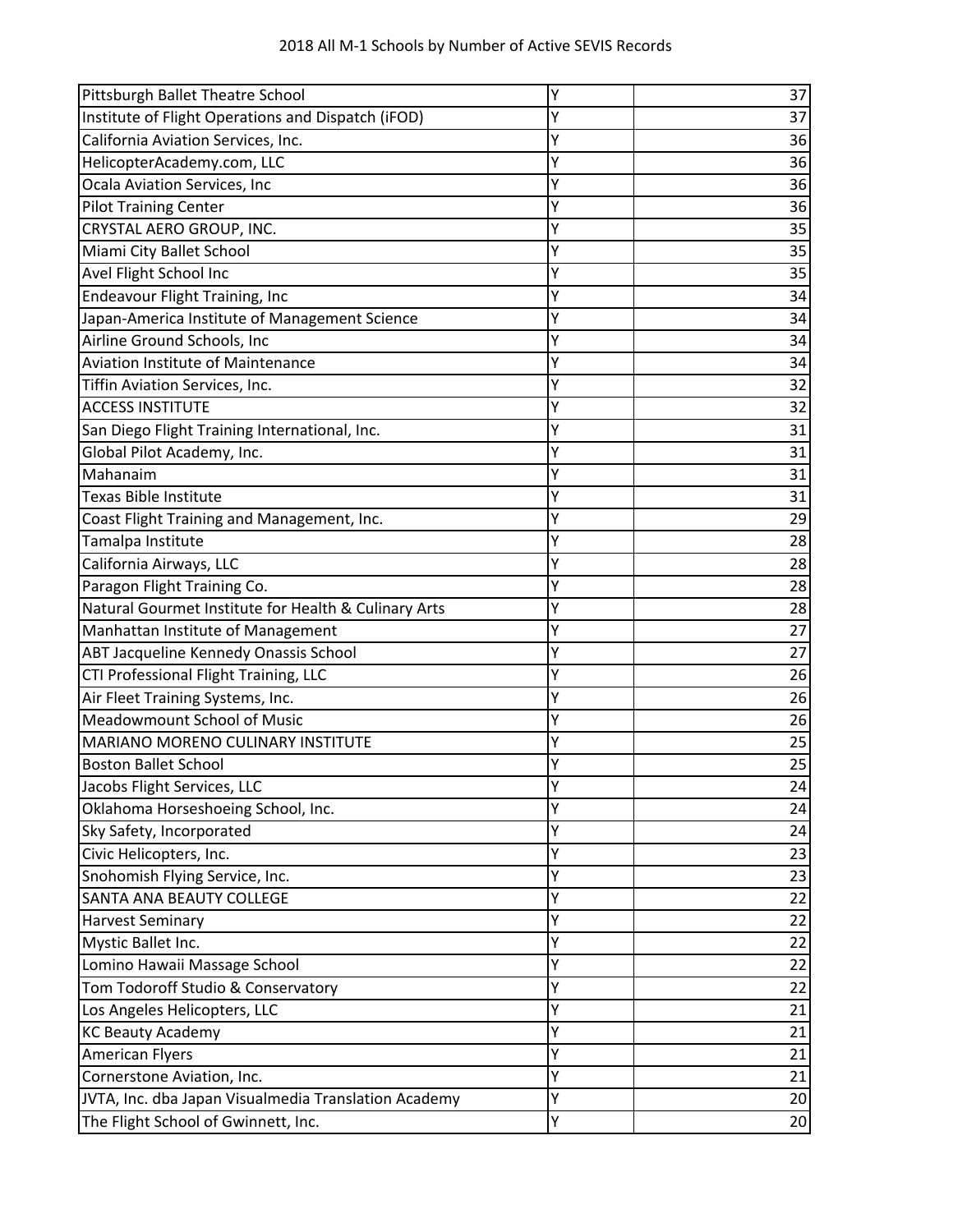| | | |
|---|---|---|
| Pittsburgh Ballet Theatre School | Y | 37 |
| Institute of Flight Operations and Dispatch (iFOD) | Y | 37 |
| California Aviation Services, Inc. | Y | 36 |
| HelicopterAcademy.com, LLC | Y | 36 |
| Ocala Aviation Services, Inc | Y | 36 |
| Pilot Training Center | Y | 36 |
| CRYSTAL AERO GROUP, INC. | Y | 35 |
| Miami City Ballet School | Y | 35 |
| Avel Flight School Inc | Y | 35 |
| Endeavour Flight Training, Inc | Y | 34 |
| Japan-America Institute of Management Science | Y | 34 |
| Airline Ground Schools, Inc | Y | 34 |
| Aviation Institute of Maintenance | Y | 34 |
| Tiffin Aviation Services, Inc. | Y | 32 |
| ACCESS INSTITUTE | Y | 32 |
| San Diego Flight Training International, Inc. | Y | 31 |
| Global Pilot Academy, Inc. | Y | 31 |
| Mahanaim | Y | 31 |
| Texas Bible Institute | Y | 31 |
| Coast Flight Training and Management, Inc. | Y | 29 |
| Tamalpa Institute | Y | 28 |
| California Airways, LLC | Y | 28 |
| Paragon Flight Training Co. | Y | 28 |
| Natural Gourmet Institute for Health & Culinary Arts | Y | 28 |
| Manhattan Institute of Management | Y | 27 |
| ABT Jacqueline Kennedy Onassis School | Y | 27 |
| CTI Professional Flight Training, LLC | Y | 26 |
| Air Fleet Training Systems, Inc. | Y | 26 |
| Meadowmount School of Music | Y | 26 |
| MARIANO MORENO CULINARY INSTITUTE | Y | 25 |
| Boston Ballet School | Y | 25 |
| Jacobs Flight Services, LLC | Y | 24 |
| Oklahoma Horseshoeing School, Inc. | Y | 24 |
| Sky Safety, Incorporated | Y | 24 |
| Civic Helicopters, Inc. | Y | 23 |
| Snohomish Flying Service, Inc. | Y | 23 |
| SANTA ANA BEAUTY COLLEGE | Y | 22 |
| Harvest Seminary | Y | 22 |
| Mystic Ballet Inc. | Y | 22 |
| Lomino Hawaii Massage School | Y | 22 |
| Tom Todoroff Studio & Conservatory | Y | 22 |
| Los Angeles Helicopters, LLC | Y | 21 |
| KC Beauty Academy | Y | 21 |
| American Flyers | Y | 21 |
| Cornerstone Aviation, Inc. | Y | 21 |
| JVTA, Inc. dba Japan Visualmedia Translation Academy | Y | 20 |
| The Flight School of Gwinnett, Inc. | Y | 20 |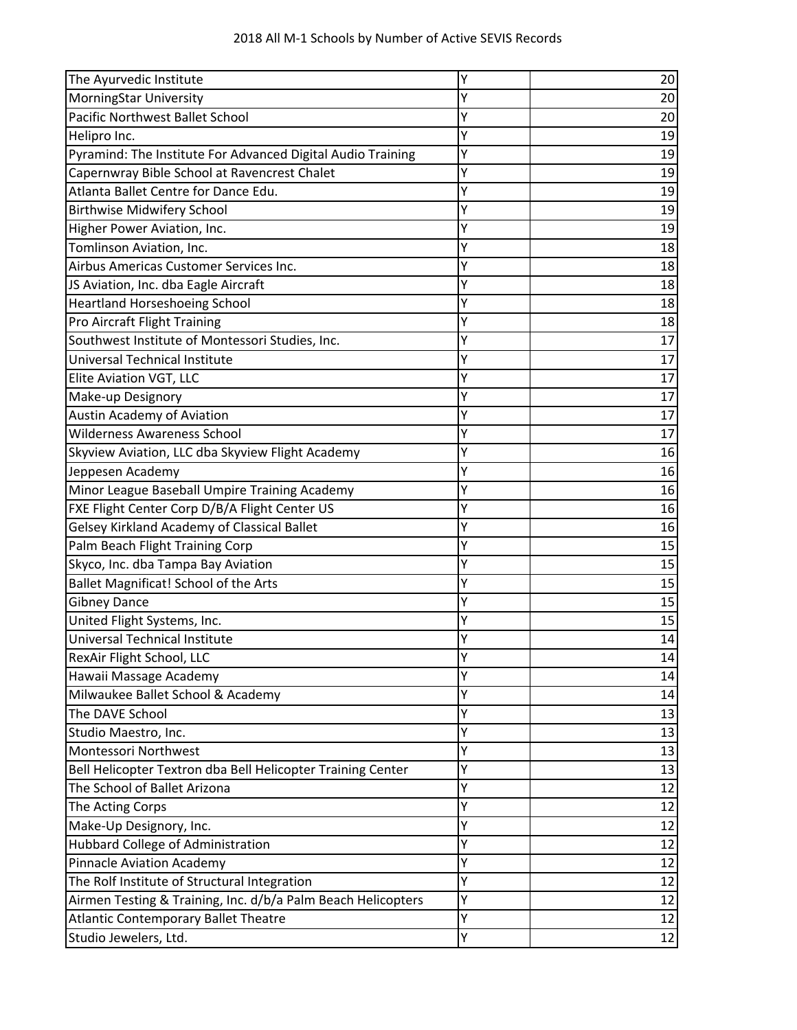| | | |
|---|---|---|
| The Ayurvedic Institute | Y | 20 |
| MorningStar University | Y | 20 |
| Pacific Northwest Ballet School | Y | 20 |
| Helipro Inc. | Y | 19 |
| Pyramind: The Institute For Advanced Digital Audio Training | Y | 19 |
| Capernwray Bible School at Ravencrest Chalet | Y | 19 |
| Atlanta Ballet Centre for Dance Edu. | Y | 19 |
| Birthwise Midwifery School | Y | 19 |
| Higher Power Aviation, Inc. | Y | 19 |
| Tomlinson Aviation, Inc. | Y | 18 |
| Airbus Americas Customer Services Inc. | Y | 18 |
| JS Aviation, Inc. dba Eagle Aircraft | Y | 18 |
| Heartland Horseshoeing School | Y | 18 |
| Pro Aircraft Flight Training | Y | 18 |
| Southwest Institute of Montessori Studies, Inc. | Y | 17 |
| Universal Technical Institute | Y | 17 |
| Elite Aviation VGT, LLC | Y | 17 |
| Make-up Designory | Y | 17 |
| Austin Academy of Aviation | Y | 17 |
| Wilderness Awareness School | Y | 17 |
| Skyview Aviation, LLC dba Skyview Flight Academy | Y | 16 |
| Jeppesen Academy | Y | 16 |
| Minor League Baseball Umpire Training Academy | Y | 16 |
| FXE Flight Center Corp D/B/A Flight Center US | Y | 16 |
| Gelsey Kirkland Academy of Classical Ballet | Y | 16 |
| Palm Beach Flight Training Corp | Y | 15 |
| Skyco, Inc. dba Tampa Bay Aviation | Y | 15 |
| Ballet Magnificat! School of the Arts | Y | 15 |
| Gibney Dance | Y | 15 |
| United Flight Systems, Inc. | Y | 15 |
| Universal Technical Institute | Y | 14 |
| RexAir Flight School, LLC | Y | 14 |
| Hawaii Massage Academy | Y | 14 |
| Milwaukee Ballet School & Academy | Y | 14 |
| The DAVE School | Y | 13 |
| Studio Maestro, Inc. | Y | 13 |
| Montessori Northwest | Y | 13 |
| Bell Helicopter Textron dba Bell Helicopter Training Center | Y | 13 |
| The School of Ballet Arizona | Y | 12 |
| The Acting Corps | Y | 12 |
| Make-Up Designory, Inc. | Y | 12 |
| Hubbard College of Administration | Y | 12 |
| Pinnacle Aviation Academy | Y | 12 |
| The Rolf Institute of Structural Integration | Y | 12 |
| Airmen Testing & Training, Inc. d/b/a Palm Beach Helicopters | Y | 12 |
| Atlantic Contemporary Ballet Theatre | Y | 12 |
| Studio Jewelers, Ltd. | Y | 12 |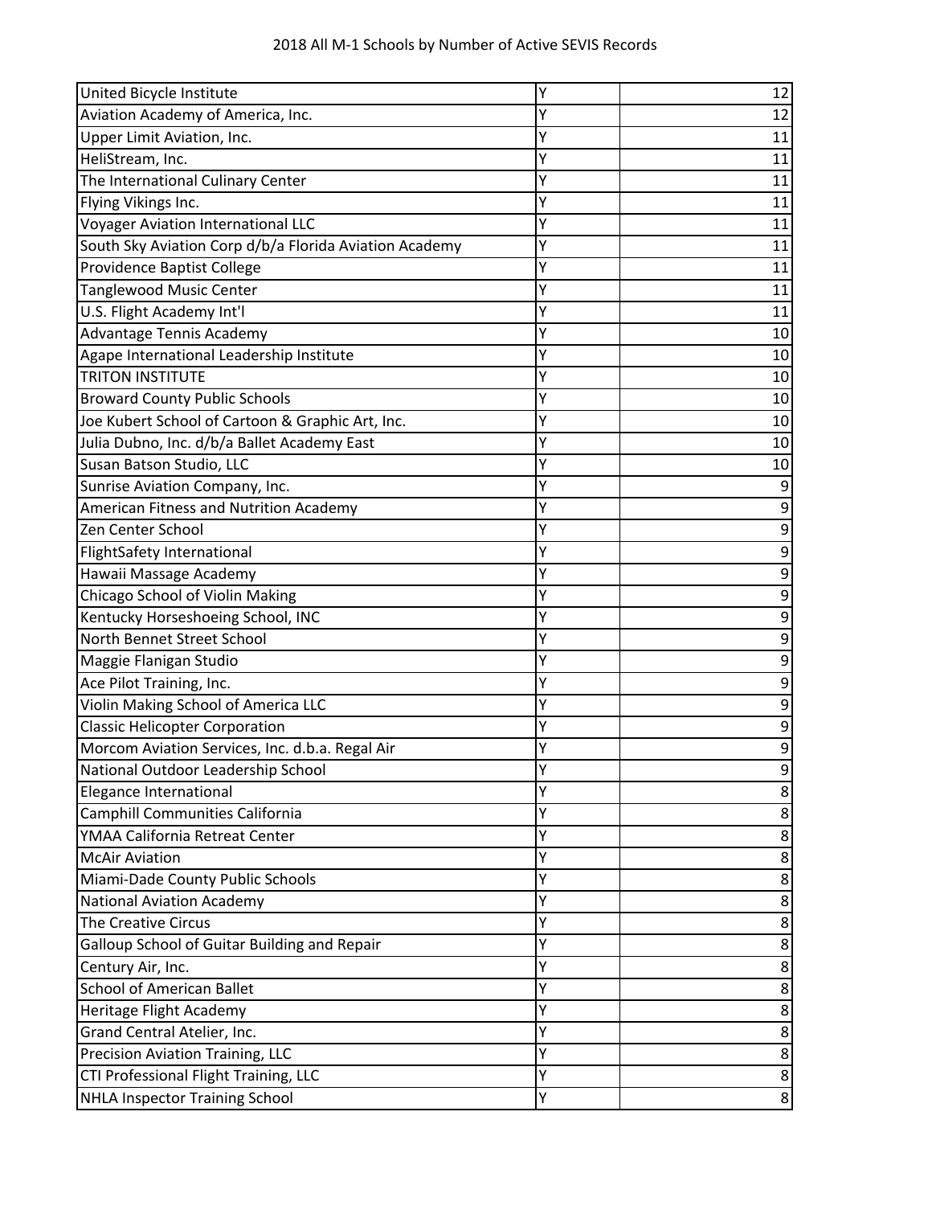| | | |
|---|---|---|
| United Bicycle Institute | Y | 12 |
| Aviation Academy of America, Inc. | Y | 12 |
| Upper Limit Aviation, Inc. | Y | 11 |
| HeliStream, Inc. | Y | 11 |
| The International Culinary Center | Y | 11 |
| Flying Vikings Inc. | Y | 11 |
| Voyager Aviation International LLC | Y | 11 |
| South Sky Aviation Corp d/b/a Florida Aviation Academy | Y | 11 |
| Providence Baptist College | Y | 11 |
| Tanglewood Music Center | Y | 11 |
| U.S. Flight Academy Int'l | Y | 11 |
| Advantage Tennis Academy | Y | 10 |
| Agape International Leadership Institute | Y | 10 |
| TRITON INSTITUTE | Y | 10 |
| Broward County Public Schools | Y | 10 |
| Joe Kubert School of Cartoon & Graphic Art, Inc. | Y | 10 |
| Julia Dubno, Inc. d/b/a Ballet Academy East | Y | 10 |
| Susan Batson Studio, LLC | Y | 10 |
| Sunrise Aviation Company, Inc. | Y | 9 |
| American Fitness and Nutrition Academy | Y | 9 |
| Zen Center School | Y | 9 |
| FlightSafety International | Y | 9 |
| Hawaii Massage Academy | Y | 9 |
| Chicago School of Violin Making | Y | 9 |
| Kentucky Horseshoeing School, INC | Y | 9 |
| North Bennet Street School | Y | 9 |
| Maggie Flanigan Studio | Y | 9 |
| Ace Pilot Training, Inc. | Y | 9 |
| Violin Making School of America LLC | Y | 9 |
| Classic Helicopter Corporation | Y | 9 |
| Morcom Aviation Services, Inc. d.b.a. Regal Air | Y | 9 |
| National Outdoor Leadership School | Y | 9 |
| Elegance International | Y | 8 |
| Camphill Communities California | Y | 8 |
| YMAA California Retreat Center | Y | 8 |
| McAir Aviation | Y | 8 |
| Miami-Dade County Public Schools | Y | 8 |
| National Aviation Academy | Y | 8 |
| The Creative Circus | Y | 8 |
| Galloup School of Guitar Building and Repair | Y | 8 |
| Century Air, Inc. | Y | 8 |
| School of American Ballet | Y | 8 |
| Heritage Flight Academy | Y | 8 |
| Grand Central Atelier, Inc. | Y | 8 |
| Precision Aviation Training, LLC | Y | 8 |
| CTI Professional Flight Training, LLC | Y | 8 |
| NHLA Inspector Training School | Y | 8 |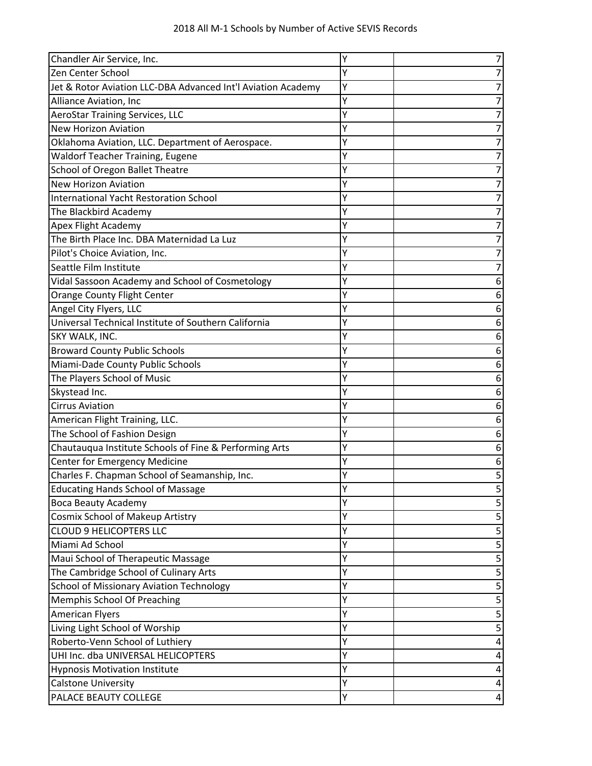| | | |
|---|---|---|
| Chandler Air Service, Inc. | Y | 7 |
| Zen Center School | Y | 7 |
| Jet & Rotor Aviation LLC-DBA Advanced Int'l Aviation Academy | Y | 7 |
| Alliance Aviation, Inc | Y | 7 |
| AeroStar Training Services, LLC | Y | 7 |
| New Horizon Aviation | Y | 7 |
| Oklahoma Aviation, LLC. Department of Aerospace. | Y | 7 |
| Waldorf Teacher Training, Eugene | Y | 7 |
| School of Oregon Ballet Theatre | Y | 7 |
| New Horizon Aviation | Y | 7 |
| International Yacht Restoration School | Y | 7 |
| The Blackbird Academy | Y | 7 |
| Apex Flight Academy | Y | 7 |
| The Birth Place Inc. DBA Maternidad La Luz | Y | 7 |
| Pilot's Choice Aviation, Inc. | Y | 7 |
| Seattle Film Institute | Y | 7 |
| Vidal Sassoon Academy and School of Cosmetology | Y | 6 |
| Orange County Flight Center | Y | 6 |
| Angel City Flyers, LLC | Y | 6 |
| Universal Technical Institute of Southern California | Y | 6 |
| SKY WALK, INC. | Y | 6 |
| Broward County Public Schools | Y | 6 |
| Miami-Dade County Public Schools | Y | 6 |
| The Players School of Music | Y | 6 |
| Skystead Inc. | Y | 6 |
| Cirrus Aviation | Y | 6 |
| American Flight Training, LLC. | Y | 6 |
| The School of Fashion Design | Y | 6 |
| Chautauqua Institute Schools of Fine & Performing Arts | Y | 6 |
| Center for Emergency Medicine | Y | 6 |
| Charles F. Chapman School of Seamanship, Inc. | Y | 5 |
| Educating Hands School of Massage | Y | 5 |
| Boca Beauty Academy | Y | 5 |
| Cosmix School of Makeup Artistry | Y | 5 |
| CLOUD 9 HELICOPTERS LLC | Y | 5 |
| Miami Ad School | Y | 5 |
| Maui School of Therapeutic Massage | Y | 5 |
| The Cambridge School of Culinary Arts | Y | 5 |
| School of Missionary Aviation Technology | Y | 5 |
| Memphis School Of Preaching | Y | 5 |
| American Flyers | Y | 5 |
| Living Light School of Worship | Y | 5 |
| Roberto-Venn School of Luthiery | Y | 4 |
| UHI Inc. dba UNIVERSAL HELICOPTERS | Y | 4 |
| Hypnosis Motivation Institute | Y | 4 |
| Calstone University | Y | 4 |
| PALACE BEAUTY COLLEGE | Y | 4 |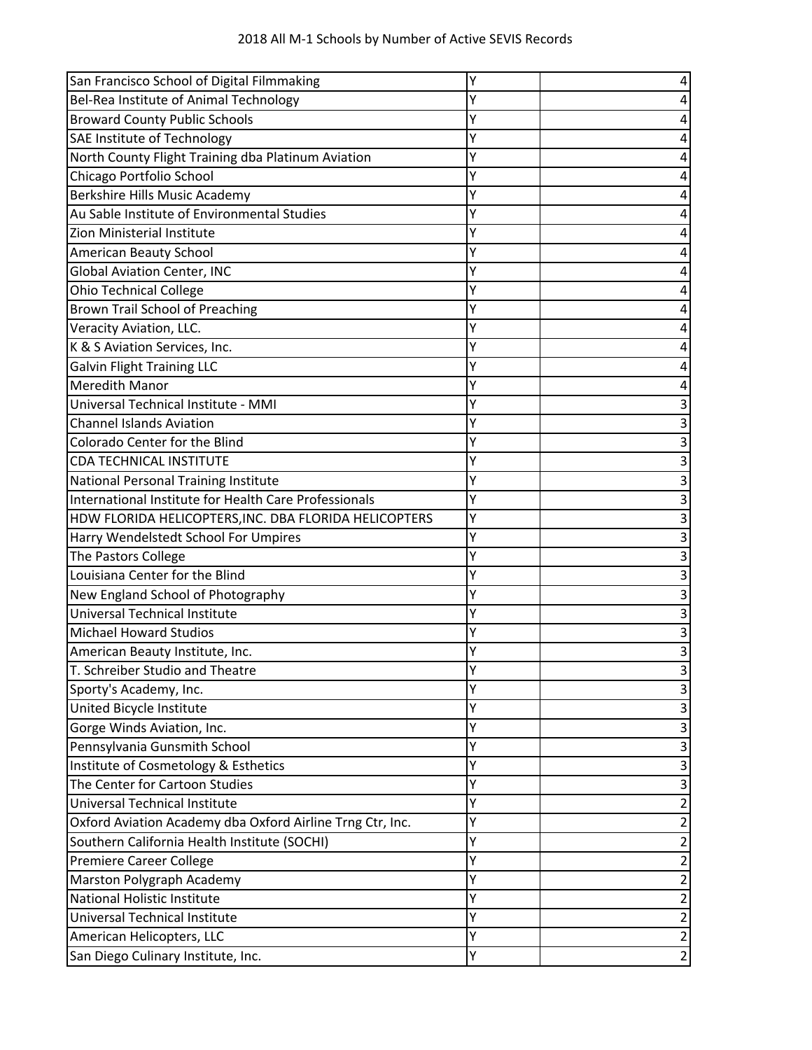| San Francisco School of Digital Filmmaking | Y | 4 |
|---|---|---|
| Bel-Rea Institute of Animal Technology | Y | 4 |
| Broward County Public Schools | Y | 4 |
| SAE Institute of Technology | Y | 4 |
| North County Flight Training dba Platinum Aviation | Y | 4 |
| Chicago Portfolio School | Y | 4 |
| Berkshire Hills Music Academy | Y | 4 |
| Au Sable Institute of Environmental Studies | Y | 4 |
| Zion Ministerial Institute | Y | 4 |
| American Beauty School | Y | 4 |
| Global Aviation Center, INC | Y | 4 |
| Ohio Technical College | Y | 4 |
| Brown Trail School of Preaching | Y | 4 |
| Veracity Aviation, LLC. | Y | 4 |
| K & S Aviation Services, Inc. | Y | 4 |
| Galvin Flight Training LLC | Y | 4 |
| Meredith Manor | Y | 4 |
| Universal Technical Institute - MMI | Y | 3 |
| Channel Islands Aviation | Y | 3 |
| Colorado Center for the Blind | Y | 3 |
| CDA TECHNICAL INSTITUTE | Y | 3 |
| National Personal Training Institute | Y | 3 |
| International Institute for Health Care Professionals | Y | 3 |
| HDW FLORIDA HELICOPTERS,INC. DBA FLORIDA HELICOPTERS | Y | 3 |
| Harry Wendelstedt School For Umpires | Y | 3 |
| The Pastors College | Y | 3 |
| Louisiana Center for the Blind | Y | 3 |
| New England School of Photography | Y | 3 |
| Universal Technical Institute | Y | 3 |
| Michael Howard Studios | Y | 3 |
| American Beauty Institute, Inc. | Y | 3 |
| T. Schreiber Studio and Theatre | Y | 3 |
| Sporty's Academy, Inc. | Y | 3 |
| United Bicycle Institute | Y | 3 |
| Gorge Winds Aviation, Inc. | Y | 3 |
| Pennsylvania Gunsmith School | Y | 3 |
| Institute of Cosmetology & Esthetics | Y | 3 |
| The Center for Cartoon Studies | Y | 3 |
| Universal Technical Institute | Y | 2 |
| Oxford Aviation Academy dba Oxford Airline Trng Ctr, Inc. | Y | 2 |
| Southern California Health Institute (SOCHI) | Y | 2 |
| Premiere Career College | Y | 2 |
| Marston Polygraph Academy | Y | 2 |
| National Holistic Institute | Y | 2 |
| Universal Technical Institute | Y | 2 |
| American Helicopters, LLC | Y | 2 |
| San Diego Culinary Institute, Inc. | Y | 2 |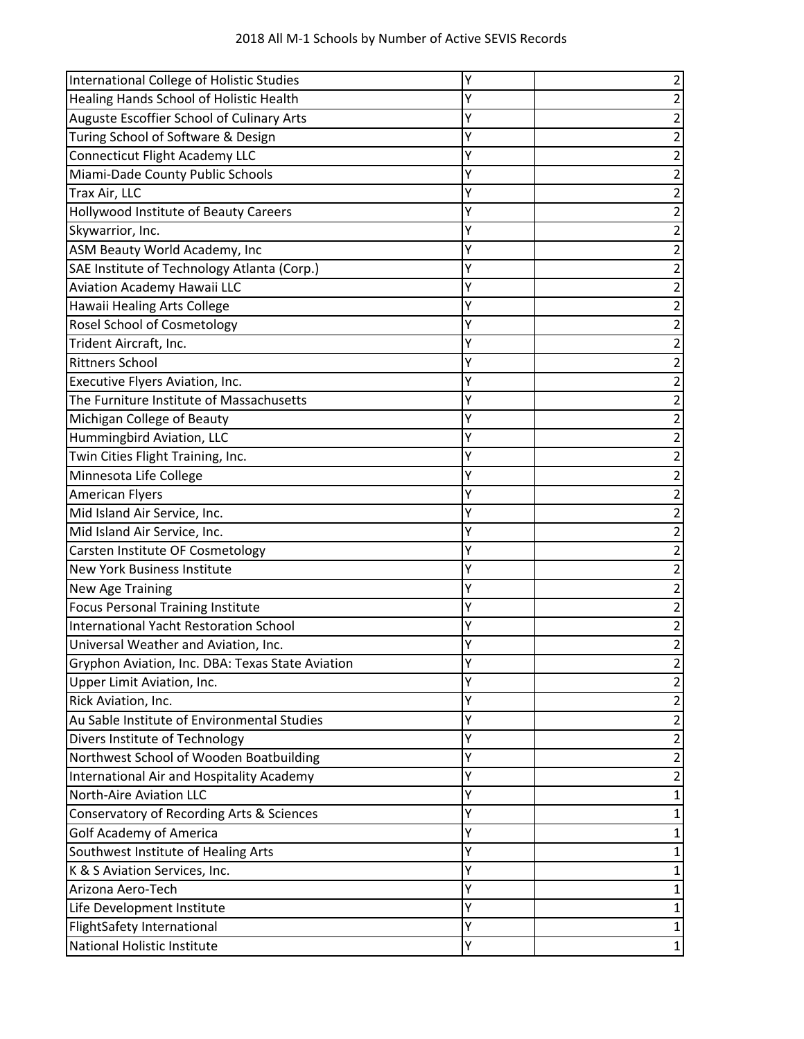2018 All M-1 Schools by Number of Active SEVIS Records

| | | |
|---|---|---|
| International College of Holistic Studies | Y | 2 |
| Healing Hands School of Holistic Health | Y | 2 |
| Auguste Escoffier School of Culinary Arts | Y | 2 |
| Turing School of Software & Design | Y | 2 |
| Connecticut Flight Academy LLC | Y | 2 |
| Miami-Dade County Public Schools | Y | 2 |
| Trax Air, LLC | Y | 2 |
| Hollywood Institute of Beauty Careers | Y | 2 |
| Skywarrior, Inc. | Y | 2 |
| ASM Beauty World Academy, Inc | Y | 2 |
| SAE Institute of Technology Atlanta (Corp.) | Y | 2 |
| Aviation Academy Hawaii LLC | Y | 2 |
| Hawaii Healing Arts College | Y | 2 |
| Rosel School of Cosmetology | Y | 2 |
| Trident Aircraft, Inc. | Y | 2 |
| Rittners School | Y | 2 |
| Executive Flyers Aviation, Inc. | Y | 2 |
| The Furniture Institute of Massachusetts | Y | 2 |
| Michigan College of Beauty | Y | 2 |
| Hummingbird Aviation, LLC | Y | 2 |
| Twin Cities Flight Training, Inc. | Y | 2 |
| Minnesota Life College | Y | 2 |
| American Flyers | Y | 2 |
| Mid Island Air Service, Inc. | Y | 2 |
| Mid Island Air Service, Inc. | Y | 2 |
| Carsten Institute OF Cosmetology | Y | 2 |
| New York Business Institute | Y | 2 |
| New Age Training | Y | 2 |
| Focus Personal Training Institute | Y | 2 |
| International Yacht Restoration School | Y | 2 |
| Universal Weather and Aviation, Inc. | Y | 2 |
| Gryphon Aviation, Inc. DBA: Texas State Aviation | Y | 2 |
| Upper Limit Aviation, Inc. | Y | 2 |
| Rick Aviation, Inc. | Y | 2 |
| Au Sable Institute of Environmental Studies | Y | 2 |
| Divers Institute of Technology | Y | 2 |
| Northwest School of Wooden Boatbuilding | Y | 2 |
| International Air and Hospitality Academy | Y | 2 |
| North-Aire Aviation LLC | Y | 1 |
| Conservatory of Recording Arts & Sciences | Y | 1 |
| Golf Academy of America | Y | 1 |
| Southwest Institute of Healing Arts | Y | 1 |
| K & S Aviation Services, Inc. | Y | 1 |
| Arizona Aero-Tech | Y | 1 |
| Life Development Institute | Y | 1 |
| FlightSafety International | Y | 1 |
| National Holistic Institute | Y | 1 |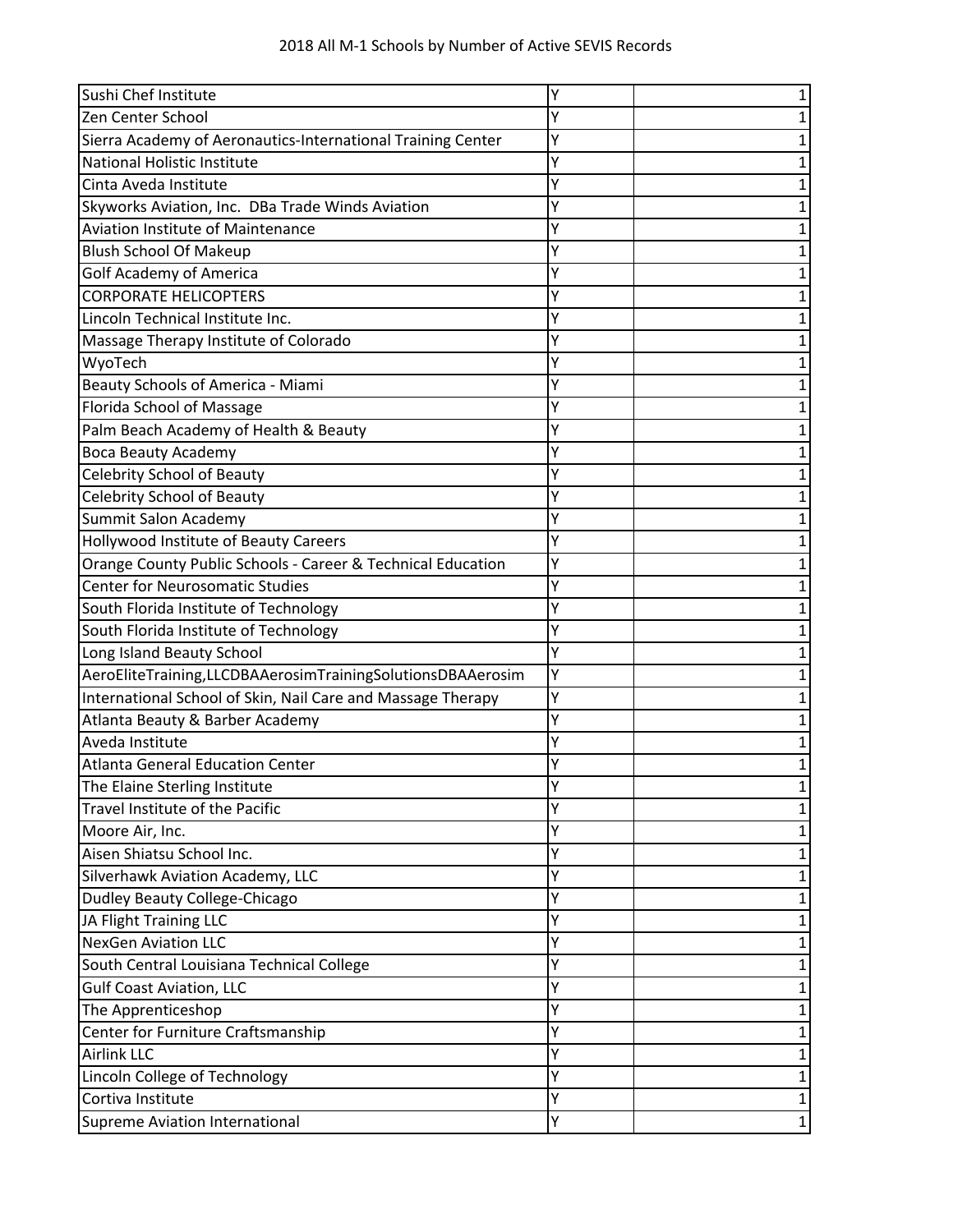# 2018 All M-1 Schools by Number of Active SEVIS Records

| | | |
|---|---|---|
| Sushi Chef Institute | Y | 1 |
| Zen Center School | Y | 1 |
| Sierra Academy of Aeronautics-International Training Center | Y | 1 |
| National Holistic Institute | Y | 1 |
| Cinta Aveda Institute | Y | 1 |
| Skyworks Aviation, Inc. DBa Trade Winds Aviation | Y | 1 |
| Aviation Institute of Maintenance | Y | 1 |
| Blush School Of Makeup | Y | 1 |
| Golf Academy of America | Y | 1 |
| CORPORATE HELICOPTERS | Y | 1 |
| Lincoln Technical Institute Inc. | Y | 1 |
| Massage Therapy Institute of Colorado | Y | 1 |
| WyoTech | Y | 1 |
| Beauty Schools of America - Miami | Y | 1 |
| Florida School of Massage | Y | 1 |
| Palm Beach Academy of Health & Beauty | Y | 1 |
| Boca Beauty Academy | Y | 1 |
| Celebrity School of Beauty | Y | 1 |
| Celebrity School of Beauty | Y | 1 |
| Summit Salon Academy | Y | 1 |
| Hollywood Institute of Beauty Careers | Y | 1 |
| Orange County Public Schools - Career & Technical Education | Y | 1 |
| Center for Neurosomatic Studies | Y | 1 |
| South Florida Institute of Technology | Y | 1 |
| South Florida Institute of Technology | Y | 1 |
| Long Island Beauty School | Y | 1 |
| AeroEliteTraining,LLCDBAAerosimTrainingSolutionsDBAAerosim | Y | 1 |
| International School of Skin, Nail Care and Massage Therapy | Y | 1 |
| Atlanta Beauty & Barber Academy | Y | 1 |
| Aveda Institute | Y | 1 |
| Atlanta General Education Center | Y | 1 |
| The Elaine Sterling Institute | Y | 1 |
| Travel Institute of the Pacific | Y | 1 |
| Moore Air, Inc. | Y | 1 |
| Aisen Shiatsu School Inc. | Y | 1 |
| Silverhawk Aviation Academy, LLC | Y | 1 |
| Dudley Beauty College-Chicago | Y | 1 |
| JA Flight Training LLC | Y | 1 |
| NexGen Aviation LLC | Y | 1 |
| South Central Louisiana Technical College | Y | 1 |
| Gulf Coast Aviation, LLC | Y | 1 |
| The Apprenticeshop | Y | 1 |
| Center for Furniture Craftsmanship | Y | 1 |
| Airlink LLC | Y | 1 |
| Lincoln College of Technology | Y | 1 |
| Cortiva Institute | Y | 1 |
| Supreme Aviation International | Y | 1 |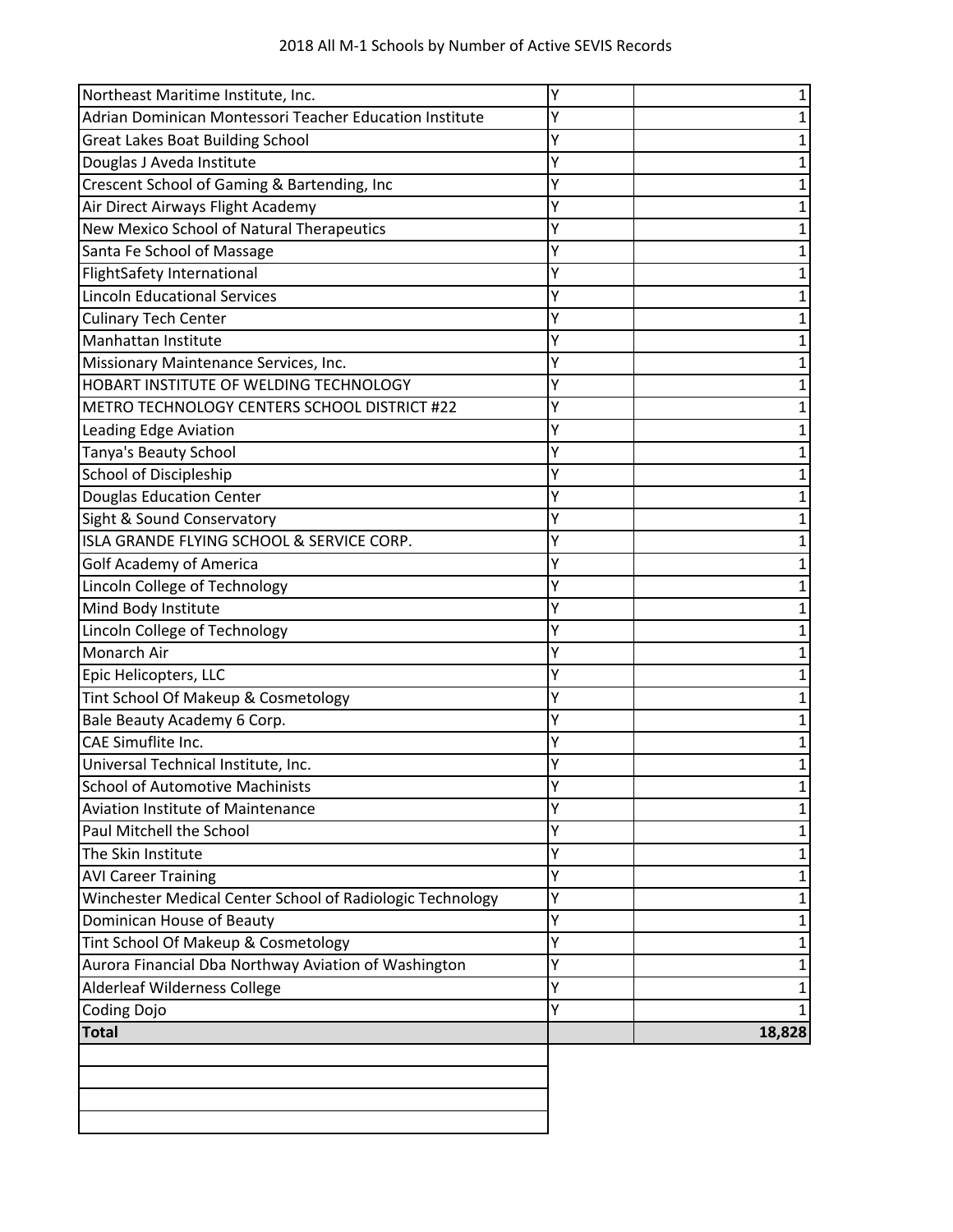| | | |
|---|---|---|
| Northeast Maritime Institute, Inc. | Y | 1 |
| Adrian Dominican Montessori Teacher Education Institute | Y | 1 |
| Great Lakes Boat Building School | Y | 1 |
| Douglas J Aveda Institute | Y | 1 |
| Crescent School of Gaming & Bartending, Inc | Y | 1 |
| Air Direct Airways Flight Academy | Y | 1 |
| New Mexico School of Natural Therapeutics | Y | 1 |
| Santa Fe School of Massage | Y | 1 |
| FlightSafety International | Y | 1 |
| Lincoln Educational Services | Y | 1 |
| Culinary Tech Center | Y | 1 |
| Manhattan Institute | Y | 1 |
| Missionary Maintenance Services, Inc. | Y | 1 |
| HOBART INSTITUTE OF WELDING TECHNOLOGY | Y | 1 |
| METRO TECHNOLOGY CENTERS SCHOOL DISTRICT #22 | Y | 1 |
| Leading Edge Aviation | Y | 1 |
| Tanya's Beauty School | Y | 1 |
| School of Discipleship | Y | 1 |
| Douglas Education Center | Y | 1 |
| Sight & Sound Conservatory | Y | 1 |
| ISLA GRANDE FLYING SCHOOL & SERVICE CORP. | Y | 1 |
| Golf Academy of America | Y | 1 |
| Lincoln College of Technology | Y | 1 |
| Mind Body Institute | Y | 1 |
| Lincoln College of Technology | Y | 1 |
| Monarch Air | Y | 1 |
| Epic Helicopters, LLC | Y | 1 |
| Tint School Of Makeup & Cosmetology | Y | 1 |
| Bale Beauty Academy 6 Corp. | Y | 1 |
| CAE Simuflite Inc. | Y | 1 |
| Universal Technical Institute, Inc. | Y | 1 |
| School of Automotive Machinists | Y | 1 |
| Aviation Institute of Maintenance | Y | 1 |
| Paul Mitchell the School | Y | 1 |
| The Skin Institute | Y | 1 |
| AVI Career Training | Y | 1 |
| Winchester Medical Center School of Radiologic Technology | Y | 1 |
| Dominican House of Beauty | Y | 1 |
| Tint School Of Makeup & Cosmetology | Y | 1 |
| Aurora Financial Dba Northway Aviation of Washington | Y | 1 |
| Alderleaf Wilderness College | Y | 1 |
| Coding Dojo | Y | 1 |
| **Total** | | **18,828** |